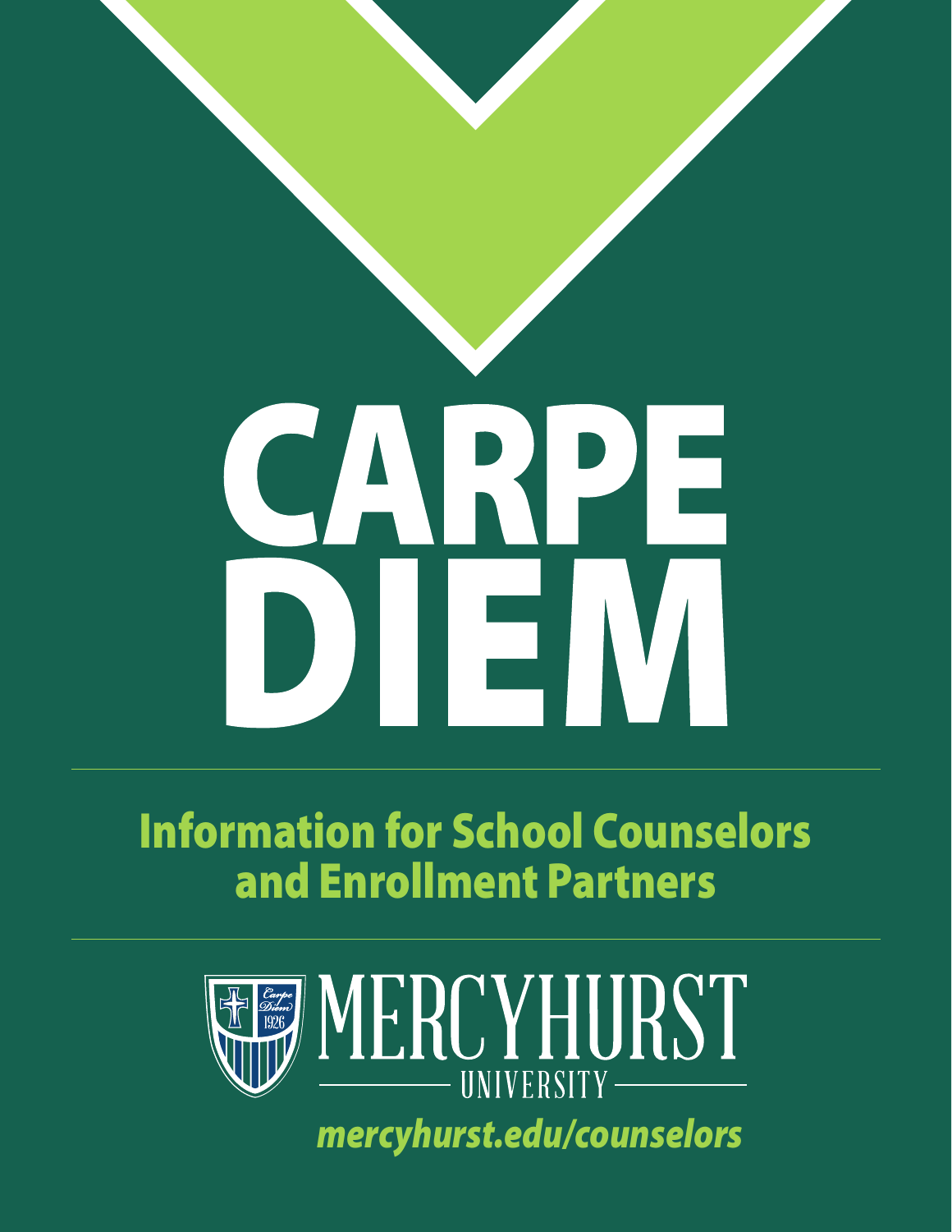# CARPE DIEM

## Information for School Counselors and Enrollment Partners

MERCYHURST UNIVERSITY

*mercyhurst.edu/counselors*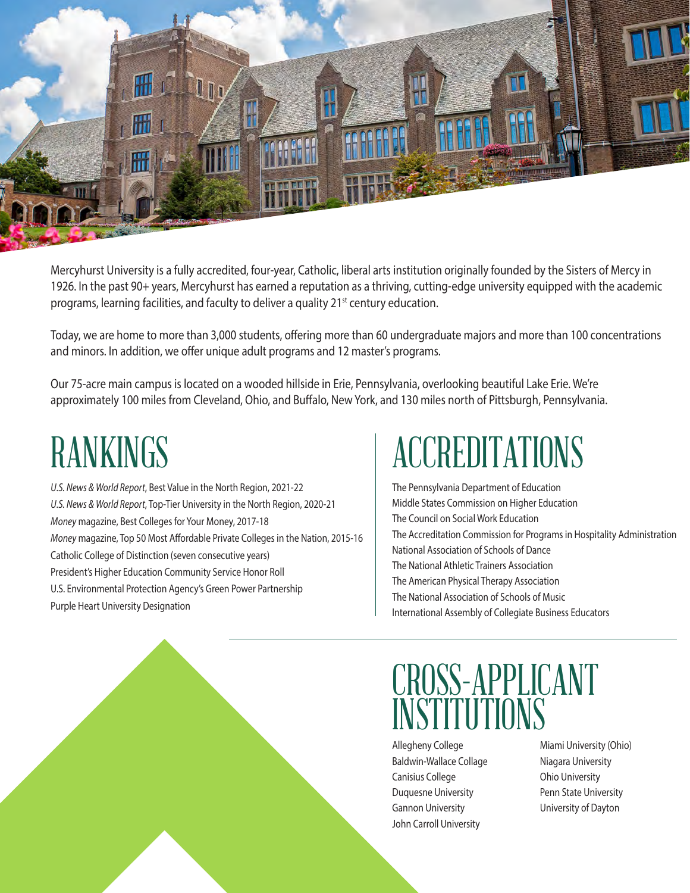Mercyhurst University is a fully accredited, four-year, Catholic, liberal arts institution originally founded by the Sisters of Mercy in 1926. In the past 90+ years, Mercyhurst has earned a reputation as a thriving, cutting-edge university equipped with the academic programs, learning facilities, and faculty to deliver a quality 21st century education.

Today, we are home to more than 3,000 students, offering more than 60 undergraduate majors and more than 100 concentrations and minors. In addition, we offer unique adult programs and 12 master's programs.

Our 75-acre main campus is located on a wooded hillside in Erie, Pennsylvania, overlooking beautiful Lake Erie. We're approximately 100 miles from Cleveland, Ohio, and Buffalo, New York, and 130 miles north of Pittsburgh, Pennsylvania.

# RANKINGS

*U.S. News & World Report*, Best Value in the North Region, 2021-22
*U.S. News & World Report*, Top-Tier University in the North Region, 2020-21
*Money* magazine, Best Colleges for Your Money, 2017-18
*Money* magazine, Top 50 Most Affordable Private Colleges in the Nation, 2015-16
Catholic College of Distinction (seven consecutive years)
President's Higher Education Community Service Honor Roll
U.S. Environmental Protection Agency's Green Power Partnership
Purple Heart University Designation

# ACCREDITATIONS

The Pennsylvania Department of Education
Middle States Commission on Higher Education
The Council on Social Work Education
The Accreditation Commission for Programs in Hospitality Administration
National Association of Schools of Dance
The National Athletic Trainers Association
The American Physical Therapy Association
The National Association of Schools of Music
International Assembly of Collegiate Business Educators

# CROSS-APPLICANT INSTITUTIONS

Allegheny College
Baldwin-Wallace Collage
Canisius College
Duquesne University
Gannon University
John Carroll University
Miami University (Ohio)
Niagara University
Ohio University
Penn State University
University of Dayton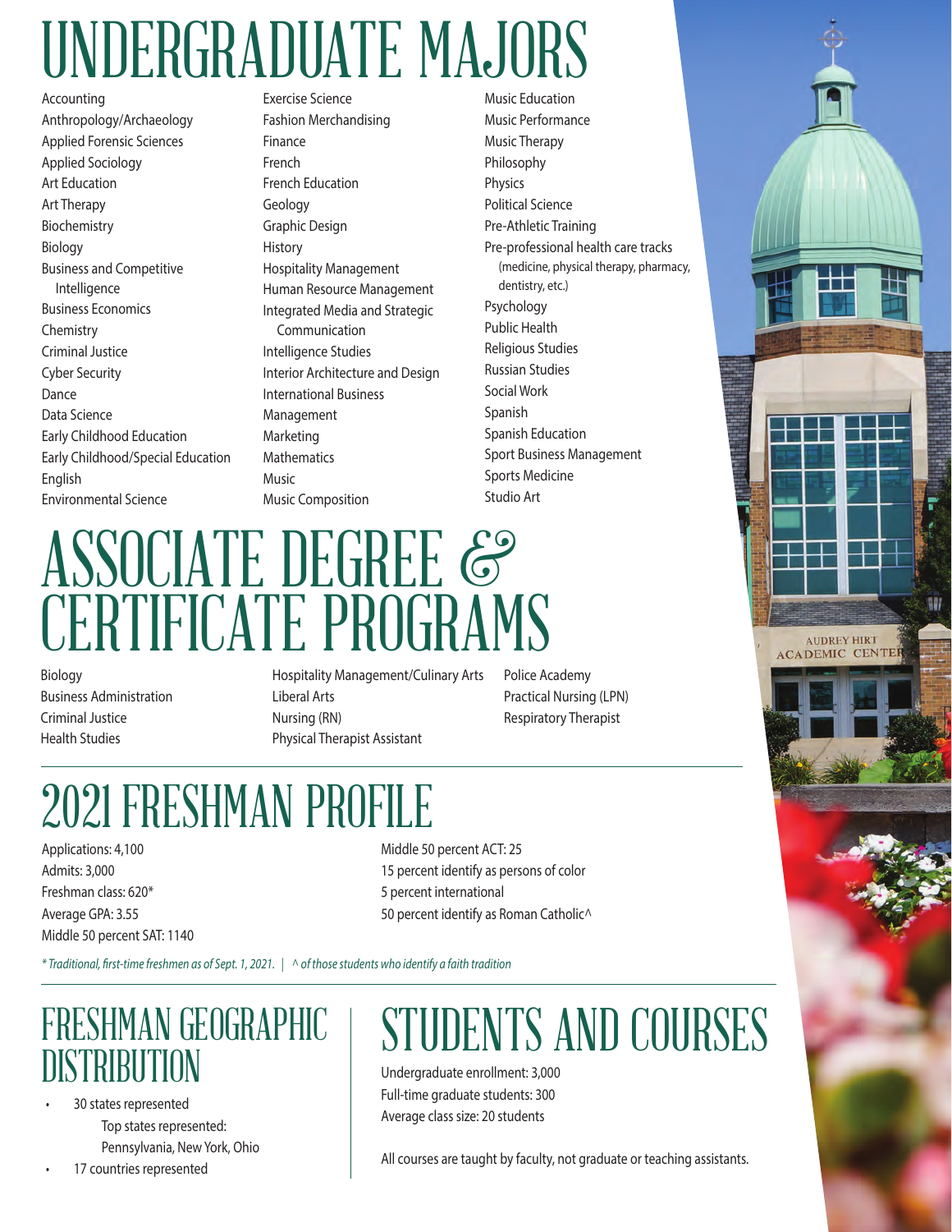# UNDERGRADUATE MAJORS

- Accounting
- Anthropology/Archaeology
- Applied Forensic Sciences
- Applied Sociology
- Art Education
- Art Therapy
- Biochemistry
- Biology
- Business and Competitive Intelligence
- Business Economics
- Chemistry
- Criminal Justice
- Cyber Security
- Dance
- Data Science
- Early Childhood Education
- Early Childhood/Special Education
- English
- Environmental Science
- Exercise Science
- Fashion Merchandising
- Finance
- French
- French Education
- Geology
- Graphic Design
- History
- Hospitality Management
- Human Resource Management
- Integrated Media and Strategic Communication
- Intelligence Studies
- Interior Architecture and Design
- International Business
- Management
- Marketing
- Mathematics
- Music
- Music Composition
- Music Education
- Music Performance
- Music Therapy
- Philosophy
- Physics
- Political Science
- Pre-Athletic Training
- Pre-professional health care tracks (medicine, physical therapy, pharmacy, dentistry, etc.)
- Psychology
- Public Health
- Religious Studies
- Russian Studies
- Social Work
- Spanish
- Spanish Education
- Sport Business Management
- Sports Medicine
- Studio Art

# ASSOCIATE DEGREE & CERTIFICATE PROGRAMS

- Biology
- Business Administration
- Criminal Justice
- Health Studies
- Hospitality Management/Culinary Arts
- Liberal Arts
- Nursing (RN)
- Physical Therapist Assistant
- Police Academy
- Practical Nursing (LPN)
- Respiratory Therapist

# 2021 FRESHMAN PROFILE

Applications: 4,100
Admits: 3,000
Freshman class: 620*
Average GPA: 3.55
Middle 50 percent SAT: 1140
Middle 50 percent ACT: 25
15 percent identify as persons of color
5 percent international
50 percent identify as Roman Catholic^

*\* Traditional, first-time freshmen as of Sept. 1, 2021. | ^ of those students who identify a faith tradition*

# FRESHMAN GEOGRAPHIC DISTRIBUTION

- 30 states represented
  Top states represented: Pennsylvania, New York, Ohio
- 17 countries represented

# STUDENTS AND COURSES

Undergraduate enrollment: 3,000
Full-time graduate students: 300
Average class size: 20 students

All courses are taught by faculty, not graduate or teaching assistants.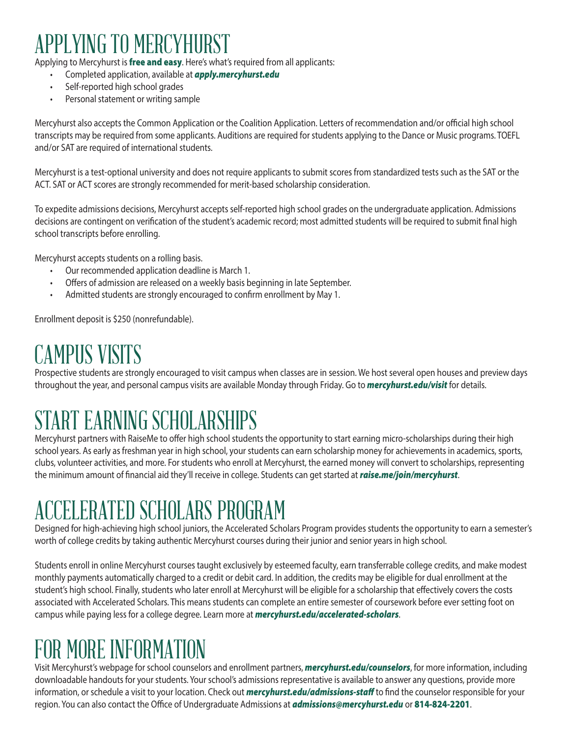# APPLYING TO MERCYHURST

Applying to Mercyhurst is **free and easy**. Here's what's required from all applicants:

- Completed application, available at ***apply.mercyhurst.edu***
- Self-reported high school grades
- Personal statement or writing sample

Mercyhurst also accepts the Common Application or the Coalition Application. Letters of recommendation and/or official high school transcripts may be required from some applicants. Auditions are required for students applying to the Dance or Music programs. TOEFL and/or SAT are required of international students.

Mercyhurst is a test-optional university and does not require applicants to submit scores from standardized tests such as the SAT or the ACT. SAT or ACT scores are strongly recommended for merit-based scholarship consideration.

To expedite admissions decisions, Mercyhurst accepts self-reported high school grades on the undergraduate application. Admissions decisions are contingent on verification of the student's academic record; most admitted students will be required to submit final high school transcripts before enrolling.

Mercyhurst accepts students on a rolling basis.

- Our recommended application deadline is March 1.
- Offers of admission are released on a weekly basis beginning in late September.
- Admitted students are strongly encouraged to confirm enrollment by May 1.

Enrollment deposit is $250 (nonrefundable).

# CAMPUS VISITS

Prospective students are strongly encouraged to visit campus when classes are in session. We host several open houses and preview days throughout the year, and personal campus visits are available Monday through Friday. Go to ***mercyhurst.edu/visit*** for details.

# START EARNING SCHOLARSHIPS

Mercyhurst partners with RaiseMe to offer high school students the opportunity to start earning micro-scholarships during their high school years. As early as freshman year in high school, your students can earn scholarship money for achievements in academics, sports, clubs, volunteer activities, and more. For students who enroll at Mercyhurst, the earned money will convert to scholarships, representing the minimum amount of financial aid they'll receive in college. Students can get started at ***raise.me/join/mercyhurst***.

# ACCELERATED SCHOLARS PROGRAM

Designed for high-achieving high school juniors, the Accelerated Scholars Program provides students the opportunity to earn a semester's worth of college credits by taking authentic Mercyhurst courses during their junior and senior years in high school.

Students enroll in online Mercyhurst courses taught exclusively by esteemed faculty, earn transferrable college credits, and make modest monthly payments automatically charged to a credit or debit card. In addition, the credits may be eligible for dual enrollment at the student's high school. Finally, students who later enroll at Mercyhurst will be eligible for a scholarship that effectively covers the costs associated with Accelerated Scholars. This means students can complete an entire semester of coursework before ever setting foot on campus while paying less for a college degree. Learn more at ***mercyhurst.edu/accelerated-scholars***.

# FOR MORE INFORMATION

Visit Mercyhurst's webpage for school counselors and enrollment partners, ***mercyhurst.edu/counselors***, for more information, including downloadable handouts for your students. Your school's admissions representative is available to answer any questions, provide more information, or schedule a visit to your location. Check out ***mercyhurst.edu/admissions-staff*** to find the counselor responsible for your region. You can also contact the Office of Undergraduate Admissions at ***admissions@mercyhurst.edu*** or **814-824-2201**.